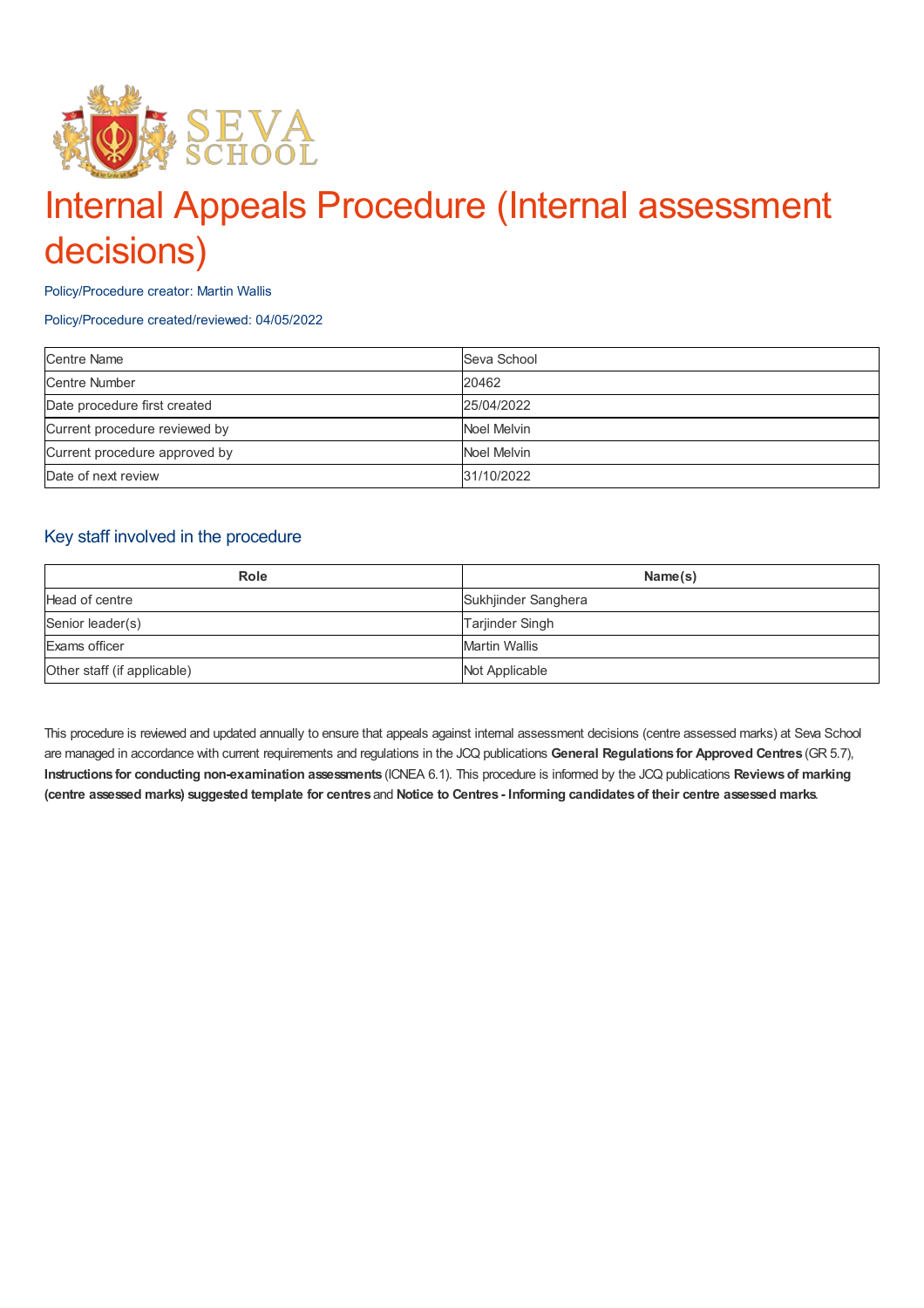# Internal Appeals Procedure (Internal assessment decisions)

Policy/Procedure creator: Martin Wallis

Policy/Procedure created/reviewed: 04/05/2022

| Centre Name | Seva School |
|---|---|
| Centre Number | 20462 |
| Date procedure first created | 25/04/2022 |
| Current procedure reviewed by | Noel Melvin |
| Current procedure approved by | Noel Melvin |
| Date of next review | 31/10/2022 |

## Key staff involved in the procedure

| Role | Name(s) |
|---|---|
| Head of centre | Sukhjinder Sanghera |
| Senior leader(s) | Tarjinder Singh |
| Exams officer | Martin Wallis |
| Other staff (if applicable) | Not Applicable |

This procedure is reviewed and updated annually to ensure that appeals against internal assessment decisions (centre assessed marks) at Seva School are managed in accordance with current requirements and regulations in the JCQ publications **General Regulations for Approved Centres** (GR 5.7), **Instructions for conducting non-examination assessments** (ICNEA 6.1). This procedure is informed by the JCQ publications **Reviews of marking (centre assessed marks) suggested template for centres** and **Notice to Centres - Informing candidates of their centre assessed marks**.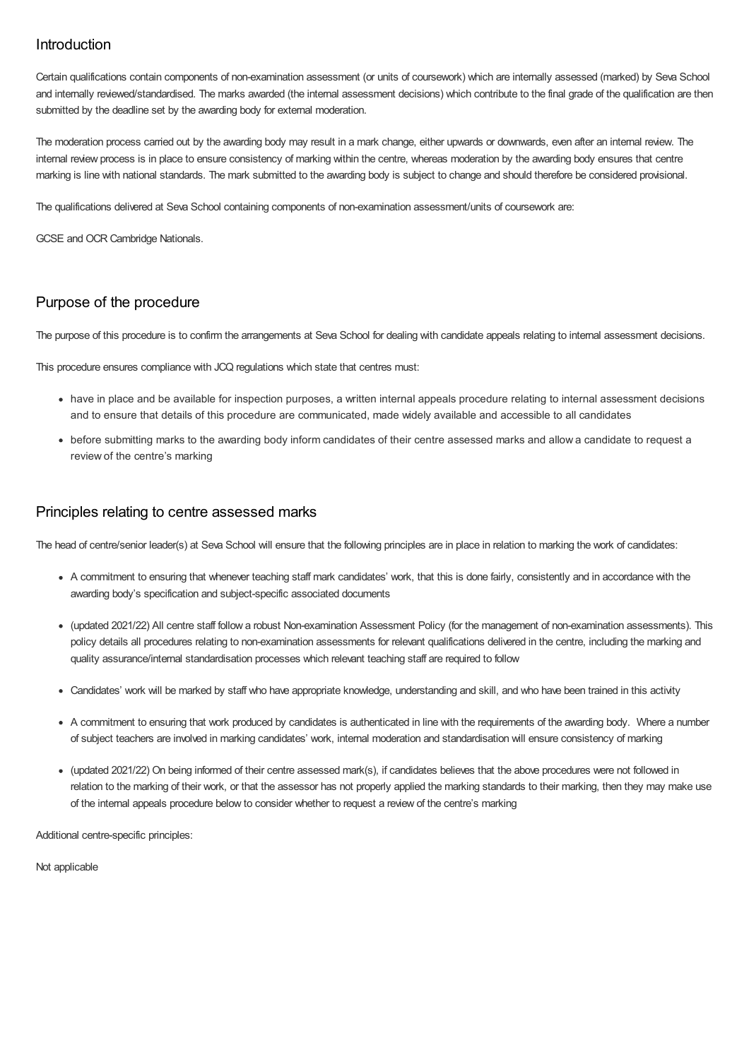## Introduction

Certain qualifications contain components of non-examination assessment (or units of coursework) which are internally assessed (marked) by Seva School and internally reviewed/standardised. The marks awarded (the internal assessment decisions) which contribute to the final grade of the qualification are then submitted by the deadline set by the awarding body for external moderation.

The moderation process carried out by the awarding body may result in a mark change, either upwards or downwards, even after an internal review. The internal review process is in place to ensure consistency of marking within the centre, whereas moderation by the awarding body ensures that centre marking is line with national standards. The mark submitted to the awarding body is subject to change and should therefore be considered provisional.

The qualifications delivered at Seva School containing components of non-examination assessment/units of coursework are:

GCSE and OCR Cambridge Nationals.

## Purpose of the procedure

The purpose of this procedure is to confirm the arrangements at Seva School for dealing with candidate appeals relating to internal assessment decisions.

This procedure ensures compliance with JCQ regulations which state that centres must:

- have in place and be available for inspection purposes, a written internal appeals procedure relating to internal assessment decisions and to ensure that details of this procedure are communicated, made widely available and accessible to all candidates
- before submitting marks to the awarding body inform candidates of their centre assessed marks and allow a candidate to request a review of the centre's marking

## Principles relating to centre assessed marks

The head of centre/senior leader(s) at Seva School will ensure that the following principles are in place in relation to marking the work of candidates:

- A commitment to ensuring that whenever teaching staff mark candidates' work, that this is done fairly, consistently and in accordance with the awarding body's specification and subject-specific associated documents
- (updated 2021/22) All centre staff follow a robust Non-examination Assessment Policy (for the management of non-examination assessments). This policy details all procedures relating to non-examination assessments for relevant qualifications delivered in the centre, including the marking and quality assurance/internal standardisation processes which relevant teaching staff are required to follow
- Candidates' work will be marked by staff who have appropriate knowledge, understanding and skill, and who have been trained in this activity
- A commitment to ensuring that work produced by candidates is authenticated in line with the requirements of the awarding body. Where a number of subject teachers are involved in marking candidates' work, internal moderation and standardisation will ensure consistency of marking
- (updated 2021/22) On being informed of their centre assessed mark(s), if candidates believes that the above procedures were not followed in relation to the marking of their work, or that the assessor has not properly applied the marking standards to their marking, then they may make use of the internal appeals procedure below to consider whether to request a review of the centre's marking

Additional centre-specific principles:

Not applicable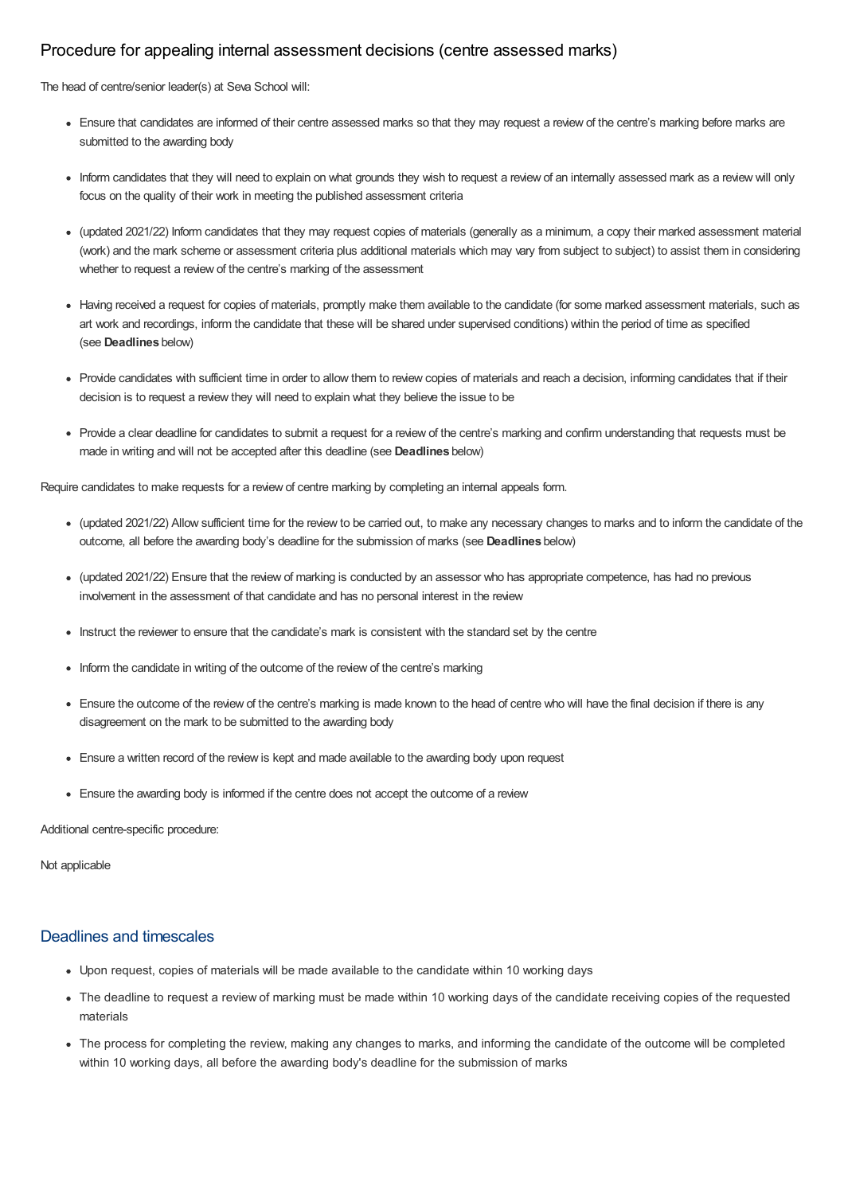## Procedure for appealing internal assessment decisions (centre assessed marks)

The head of centre/senior leader(s) at Seva School will:

- Ensure that candidates are informed of their centre assessed marks so that they may request a review of the centre's marking before marks are submitted to the awarding body
- Inform candidates that they will need to explain on what grounds they wish to request a review of an internally assessed mark as a review will only focus on the quality of their work in meeting the published assessment criteria
- (updated 2021/22) Inform candidates that they may request copies of materials (generally as a minimum, a copy their marked assessment material (work) and the mark scheme or assessment criteria plus additional materials which may vary from subject to subject) to assist them in considering whether to request a review of the centre's marking of the assessment
- Having received a request for copies of materials, promptly make them available to the candidate (for some marked assessment materials, such as art work and recordings, inform the candidate that these will be shared under supervised conditions) within the period of time as specified (see **Deadlines** below)
- Provide candidates with sufficient time in order to allow them to review copies of materials and reach a decision, informing candidates that if their decision is to request a review they will need to explain what they believe the issue to be
- Provide a clear deadline for candidates to submit a request for a review of the centre's marking and confirm understanding that requests must be made in writing and will not be accepted after this deadline (see **Deadlines** below)

Require candidates to make requests for a review of centre marking by completing an internal appeals form.

- (updated 2021/22) Allow sufficient time for the review to be carried out, to make any necessary changes to marks and to inform the candidate of the outcome, all before the awarding body's deadline for the submission of marks (see **Deadlines** below)
- (updated 2021/22) Ensure that the review of marking is conducted by an assessor who has appropriate competence, has had no previous involvement in the assessment of that candidate and has no personal interest in the review
- Instruct the reviewer to ensure that the candidate's mark is consistent with the standard set by the centre
- Inform the candidate in writing of the outcome of the review of the centre's marking
- Ensure the outcome of the review of the centre's marking is made known to the head of centre who will have the final decision if there is any disagreement on the mark to be submitted to the awarding body
- Ensure a written record of the review is kept and made available to the awarding body upon request
- Ensure the awarding body is informed if the centre does not accept the outcome of a review

Additional centre-specific procedure:

Not applicable

## Deadlines and timescales

- Upon request, copies of materials will be made available to the candidate within 10 working days
- The deadline to request a review of marking must be made within 10 working days of the candidate receiving copies of the requested materials
- The process for completing the review, making any changes to marks, and informing the candidate of the outcome will be completed within 10 working days, all before the awarding body's deadline for the submission of marks